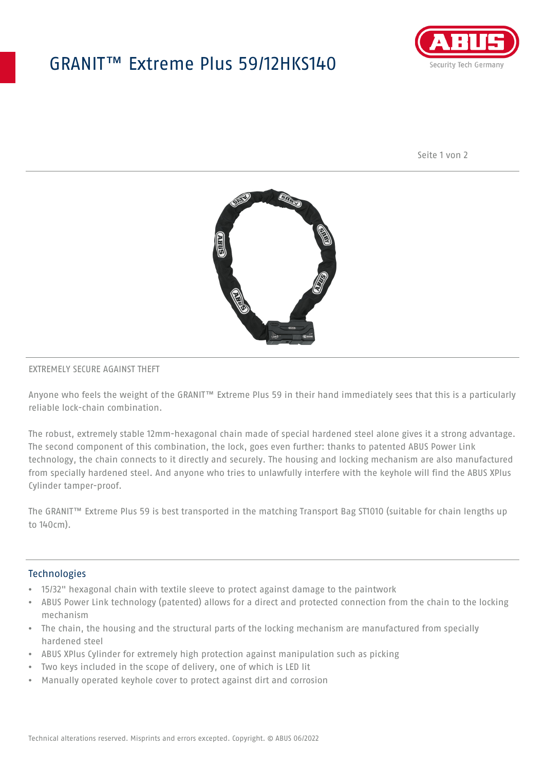# GRANIT™ Extreme Plus 59/12HKS140

EXTREMELY SECURE AGAINST THEFT

Anyone who feels the weight of the GRANIT™ Extreme Plus 59 in their hand immediately sees that this is a particularly reliable lock-chain combination.

The robust, extremely stable 12mm-hexagonal chain made of special hardened steel alone gives it a strong advantage. The second component of this combination, the lock, goes even further: thanks to patented ABUS Power Link technology, the chain connects to it directly and securely. The housing and locking mechanism are also manufactured from specially hardened steel. And anyone who tries to unlawfully interfere with the keyhole will find the ABUS XPlus Cylinder tamper-proof.

The GRANIT™ Extreme Plus 59 is best transported in the matching Transport Bag ST1010 (suitable for chain lengths up to 140cm).

## Technologies

- 15/32" hexagonal chain with textile sleeve to protect against damage to the paintwork
- ABUS Power Link technology (patented) allows for a direct and protected connection from the chain to the locking mechanism
- The chain, the housing and the structural parts of the locking mechanism are manufactured from specially hardened steel
- ABUS XPlus Cylinder for extremely high protection against manipulation such as picking
- Two keys included in the scope of delivery, one of which is LED lit
- Manually operated keyhole cover to protect against dirt and corrosion

Technical alterations reserved. Misprints and errors excepted. Copyright. © ABUS 06/2022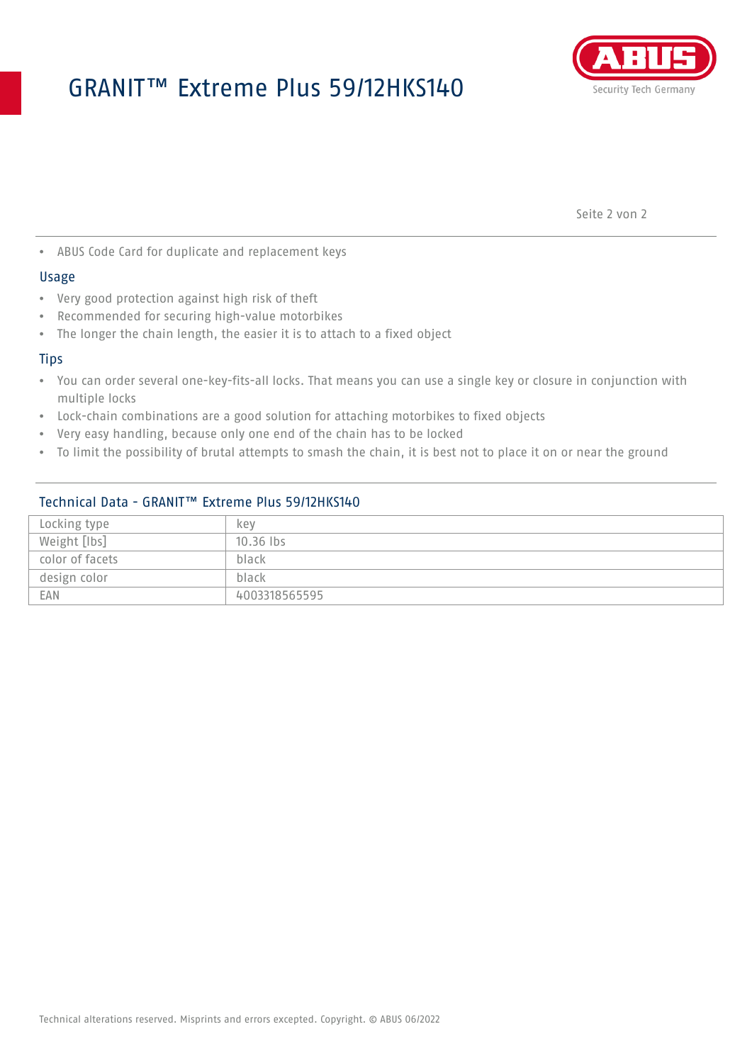- ABUS Code Card for duplicate and replacement keys

## Usage

- Very good protection against high risk of theft
- Recommended for securing high-value motorbikes
- The longer the chain length, the easier it is to attach to a fixed object

## Tips

- You can order several one-key-fits-all locks. That means you can use a single key or closure in conjunction with multiple locks
- Lock-chain combinations are a good solution for attaching motorbikes to fixed objects
- Very easy handling, because only one end of the chain has to be locked
- To limit the possibility of brutal attempts to smash the chain, it is best not to place it on or near the ground

## Technical Data - GRANIT™ Extreme Plus 59/12HKS140

| | |
|---|---|
| Locking type | key |
| Weight [lbs] | 10.36 lbs |
| color of facets | black |
| design color | black |
| EAN | 4003318565595 |

Technical alterations reserved. Misprints and errors excepted. Copyright. © ABUS 06/2022